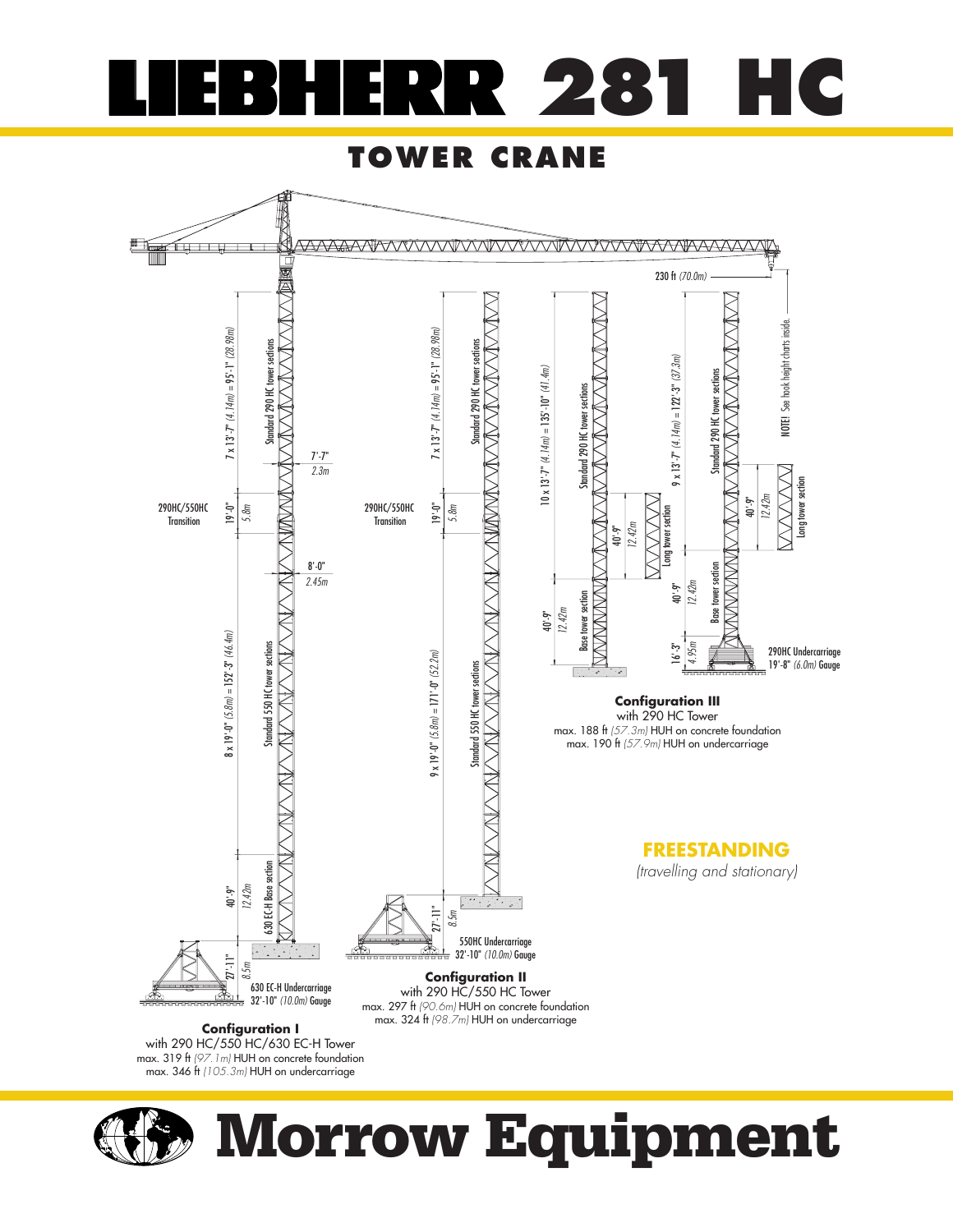# LIEBHERR 281 HC

## TOWER CRANE

230 ft *(70.0m)*

NOTE! See hook height charts inside.

7 x 13'-7" *(4.14m)* = 95'-1" *(28.98m)*

Standard 290 HC tower sections

7'-7" *2.3m*

290HC/550HC Transition

19'-0" *5.8m*

8'-0" *2.45m*

8 x 19'-0" *(5.8m)* = 152'-3" *(46.4m)*

Standard 550 HC tower sections

40'-9" *12.42m*

630 EC-H Base section

27'-11" *8.5m*

630 EC-H Undercarriage 32'-10" *(10.0m)* Gauge

**Configuration I**
with 290 HC/550 HC/630 EC-H Tower
max. 319 ft *(97.1m)* HUH on concrete foundation
max. 346 ft *(105.3m)* HUH on undercarriage

7 x 13'-7" *(4.14m)* = 95'-1" *(28.98m)*

Standard 290 HC tower sections

290HC/550HC Transition

19'-0" *5.8m*

9 x 19'-0" *(5.8m)* = 171'-0" *(52.2m)*

Standard 550 HC tower sections

27'-11" *8.5m*

550HC Undercarriage 32'-10" *(10.0m)* Gauge

**Configuration II**
with 290 HC/550 HC Tower
max. 297 ft *(90.6m)* HUH on concrete foundation
max. 324 ft *(98.7m)* HUH on undercarriage

10 x 13'-7" *(4.14m)* = 135'-10" *(41.4m)*

Standard 290 HC tower sections

40'-9" *12.42m*

Long tower section

40'-9" *12.42m*

Base tower section

9 x 13'-7" *(4.14m)* = 122'-3" *(37.3m)*

Standard 290 HC tower sections

40'-9" *12.42m*

Long tower section

40'-9" *12.42m*

Base tower section

16'-3" *4.95m*

290HC Undercarriage 19'-8" *(6.0m)* Gauge

**Configuration III**
with 290 HC Tower
max. 188 ft *(57.3m)* HUH on concrete foundation
max. 190 ft *(57.9m)* HUH on undercarriage

**FREESTANDING**
*(travelling and stationary)*

**Morrow Equipment**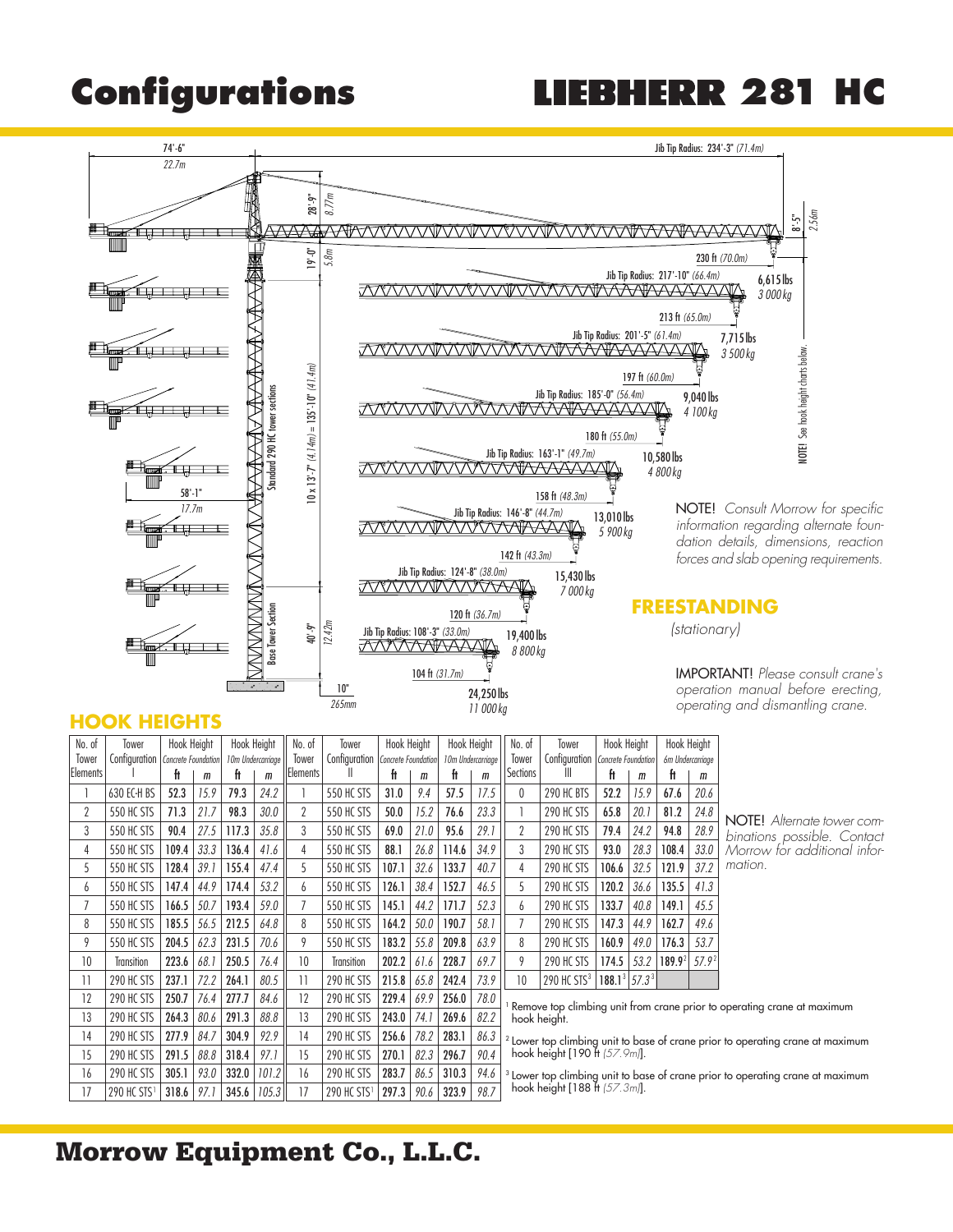# Configurations

# LIEBHERR 281 HC

74'-6" *22.7m*

Jib Tip Radius: 234'-3" *(71.4m)*

28'-9" *8.77m*

19'-0" *5.8m*

8'-5" *2.56m*

230 ft *(70.0m)*

Jib Tip Radius: 217'-10" *(66.4m)*

6,615 lbs *3 000 kg*

213 ft *(65.0m)*

Jib Tip Radius: 201'-5" *(61.4m)*

7,715 lbs *3 500 kg*

197 ft *(60.0m)*

Jib Tip Radius: 185'-0" *(56.4m)*

9,040 lbs *4 100 kg*

180 ft *(55.0m)*

Jib Tip Radius: 163'-1" *(49.7m)*

10,580 lbs *4 800 kg*

158 ft *(48.3m)*

Jib Tip Radius: 146'-8" *(44.7m)*

13,010 lbs *5 900 kg*

142 ft *(43.3m)*

Jib Tip Radius: 124'-8" *(38.0m)*

15,430 lbs *7 000 kg*

120 ft *(36.7m)*

Jib Tip Radius: 108'-3" *(33.0m)*

19,400 lbs *8 800 kg*

104 ft *(31.7m)*

24,250 lbs *11 000 kg*

58'-1" *17.7m*

10 x 13'-7" (4.14m) = 135'-10" *(41.4m)*

Standard 290 HC tower sections

40'-9" *12.42m*

Base Tower Section

10" *265mm*

NOTE! See hook height charts below.

NOTE! *Consult Morrow for specific information regarding alternate foundation details, dimensions, reaction forces and slab opening requirements.*

## FREESTANDING

*(stationary)*

IMPORTANT! *Please consult crane's operation manual before erecting, operating and dismantling crane.*

## HOOK HEIGHTS

| No. of Tower Elements | Tower Configuration I | Hook Height Concrete Foundation ft | Hook Height Concrete Foundation m | Hook Height 10m Undercarriage ft | Hook Height 10m Undercarriage m |
|---|---|---|---|---|---|
| 1 | 630 EC-H BS | 52.3 | 15.9 | 79.3 | 24.2 |
| 2 | 550 HC STS | 71.3 | 21.7 | 98.3 | 30.0 |
| 3 | 550 HC STS | 90.4 | 27.5 | 117.3 | 35.8 |
| 4 | 550 HC STS | 109.4 | 33.3 | 136.4 | 41.6 |
| 5 | 550 HC STS | 128.4 | 39.1 | 155.4 | 47.4 |
| 6 | 550 HC STS | 147.4 | 44.9 | 174.4 | 53.2 |
| 7 | 550 HC STS | 166.5 | 50.7 | 193.4 | 59.0 |
| 8 | 550 HC STS | 185.5 | 56.5 | 212.5 | 64.8 |
| 9 | 550 HC STS | 204.5 | 62.3 | 231.5 | 70.6 |
| 10 | Transition | 223.6 | 68.1 | 250.5 | 76.4 |
| 11 | 290 HC STS | 237.1 | 72.2 | 264.1 | 80.5 |
| 12 | 290 HC STS | 250.7 | 76.4 | 277.7 | 84.6 |
| 13 | 290 HC STS | 264.3 | 80.6 | 291.3 | 88.8 |
| 14 | 290 HC STS | 277.9 | 84.7 | 304.9 | 92.9 |
| 15 | 290 HC STS | 291.5 | 88.8 | 318.4 | 97.1 |
| 16 | 290 HC STS | 305.1 | 93.0 | 332.0 | 101.2 |
| 17 | 290 HC STS[1] | 318.6 | 97.1 | 345.6 | 105.3 |

| No. of Tower Elements | Tower Configuration II | Hook Height Concrete Foundation ft | Hook Height Concrete Foundation m | Hook Height 10m Undercarriage ft | Hook Height 10m Undercarriage m |
|---|---|---|---|---|---|
| 1 | 550 HC STS | 31.0 | 9.4 | 57.5 | 17.5 |
| 2 | 550 HC STS | 50.0 | 15.2 | 76.6 | 23.3 |
| 3 | 550 HC STS | 69.0 | 21.0 | 95.6 | 29.1 |
| 4 | 550 HC STS | 88.1 | 26.8 | 114.6 | 34.9 |
| 5 | 550 HC STS | 107.1 | 32.6 | 133.7 | 40.7 |
| 6 | 550 HC STS | 126.1 | 38.4 | 152.7 | 46.5 |
| 7 | 550 HC STS | 145.1 | 44.2 | 171.7 | 52.3 |
| 8 | 550 HC STS | 164.2 | 50.0 | 190.7 | 58.1 |
| 9 | 550 HC STS | 183.2 | 55.8 | 209.8 | 63.9 |
| 10 | Transition | 202.2 | 61.6 | 228.7 | 69.7 |
| 11 | 290 HC STS | 215.8 | 65.8 | 242.4 | 73.9 |
| 12 | 290 HC STS | 229.4 | 69.9 | 256.0 | 78.0 |
| 13 | 290 HC STS | 243.0 | 74.1 | 269.6 | 82.2 |
| 14 | 290 HC STS | 256.6 | 78.2 | 283.1 | 86.3 |
| 15 | 290 HC STS | 270.1 | 82.3 | 296.7 | 90.4 |
| 16 | 290 HC STS | 283.7 | 86.5 | 310.3 | 94.6 |
| 17 | 290 HC STS[1] | 297.3 | 90.6 | 323.9 | 98.7 |

| No. of Tower Sections | Tower Configuration III | Hook Height Concrete Foundation ft | Hook Height Concrete Foundation m | Hook Height 6m Undercarriage ft | Hook Height 6m Undercarriage m |
|---|---|---|---|---|---|
| 0 | 290 HC BTS | 52.2 | 15.9 | 67.6 | 20.6 |
| 1 | 290 HC STS | 65.8 | 20.1 | 81.2 | 24.8 |
| 2 | 290 HC STS | 79.4 | 24.2 | 94.8 | 28.9 |
| 3 | 290 HC STS | 93.0 | 28.3 | 108.4 | 33.0 |
| 4 | 290 HC STS | 106.6 | 32.5 | 121.9 | 37.2 |
| 5 | 290 HC STS | 120.2 | 36.6 | 135.5 | 41.3 |
| 6 | 290 HC STS | 133.7 | 40.8 | 149.1 | 45.5 |
| 7 | 290 HC STS | 147.3 | 44.9 | 162.7 | 49.6 |
| 8 | 290 HC STS | 160.9 | 49.0 | 176.3 | 53.7 |
| 9 | 290 HC STS | 174.5 | 53.2 | 189.9[2] | 57.9[2] |
| 10 | 290 HC STS[3] | 188.1[3] | 57.3[3] | | |

NOTE! *Alternate tower combinations possible. Contact Morrow for additional information.*

[1] Remove top climbing unit from crane prior to operating crane at maximum hook height.

[2] Lower top climbing unit to base of crane prior to operating crane at maximum hook height [190 ft *(57.9m)*].

[3] Lower top climbing unit to base of crane prior to operating crane at maximum hook height [188 ft *(57.3m)*].

**Morrow Equipment Co., L.L.C.**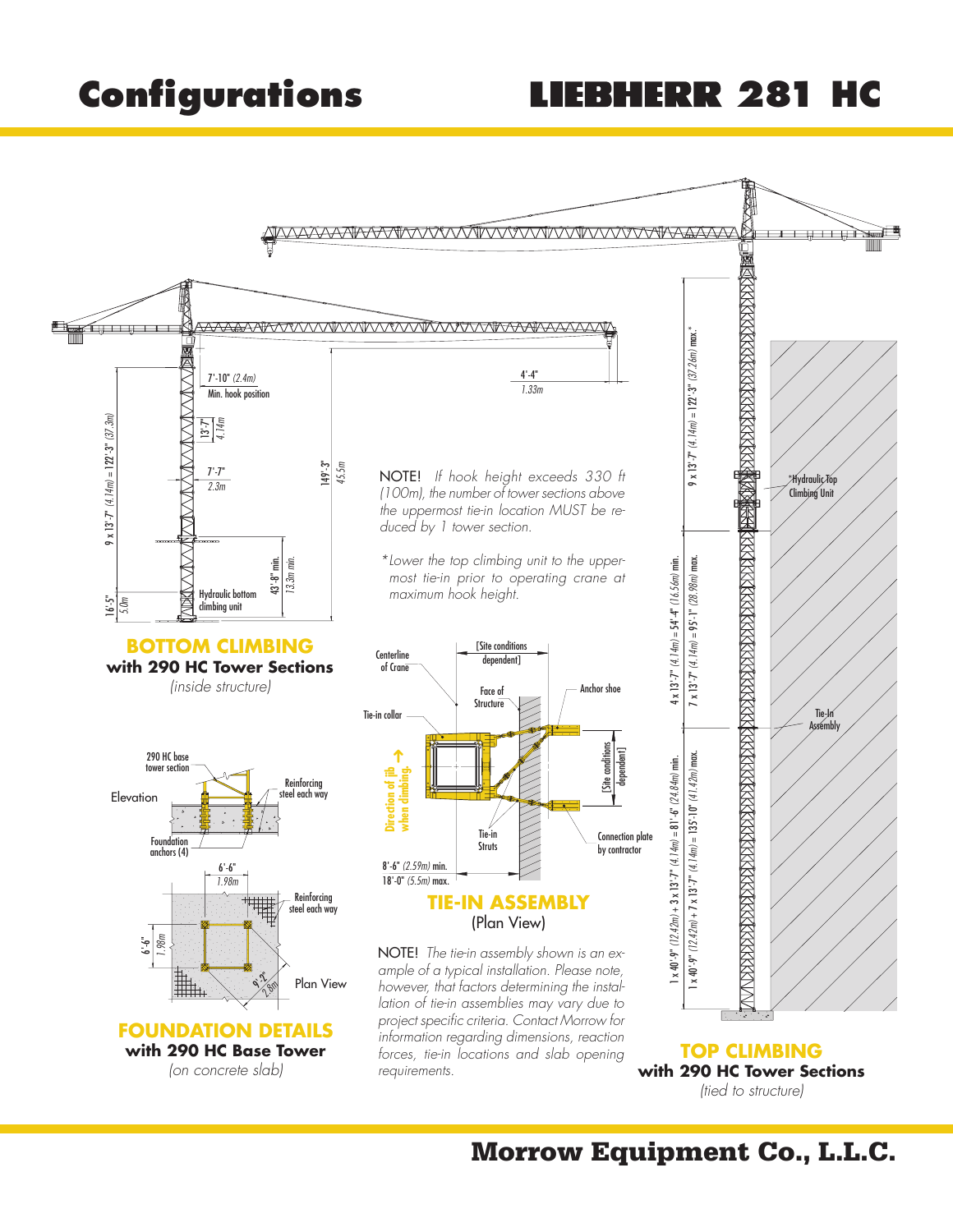# Configurations

## LIEBHERR 281 HC

7'-10" *(2.4m)*
Min. hook position

13'-7" *4.14m*

7'-7" *2.3m*

9 x 13'-7" *(4.14m)* = 122'-3" *(37.3m)*

149'-3" *45.5m*

4'-4" *1.33m*

16'-5" *5.0m*

43'-8" min. *13.3m min.*

Hydraulic bottom climbing unit

NOTE! *If hook height exceeds 330 ft (100m), the number of tower sections above the uppermost tie-in location MUST be reduced by 1 tower section.*

**Lower the top climbing unit to the uppermost tie-in prior to operating crane at maximum hook height.*

### BOTTOM CLIMBING

**with 290 HC Tower Sections**

*(inside structure)*

290 HC base tower section

Elevation

Reinforcing steel each way

Foundation anchors (4)

6'-6" *1.98m*

Reinforcing steel each way

6'-6" *1.98m*

9'-2" *2.8m*

Plan View

### FOUNDATION DETAILS

**with 290 HC Base Tower**

*(on concrete slab)*

Centerline of Crane

[Site conditions dependent]

Face of Structure

Anchor shoe

Tie-in collar

Direction of jib when climbing.

[Site conditions dependent]

Tie-in Struts

Connection plate by contractor

8'-6" *(2.59m)* min.
18'-0" *(5.5m)* max.

### TIE-IN ASSEMBLY

(Plan View)

NOTE! *The tie-in assembly shown is an example of a typical installation. Please note, however, that factors determining the installation of tie-in assemblies may vary due to project specific criteria. Contact Morrow for information regarding dimensions, reaction forces, tie-in locations and slab opening requirements.*

9 x 13'-7" *(4.14m)* = 122'-3" *(37.26m)* max.*

*Hydraulic Top Climbing Unit

4 x 13'-7" *(4.14m)* = 54'-4" *(16.56m)* min.

7 x 13'-7" *(4.14m)* = 95'-1" *(28.98m)* max.

Tie-In Assembly

1 x 40'-9" *(12.42m)* + 3 x 13'-7" *(4.14m)* = 81'-6" *(24.84m)* min.

1 x 40'-9" *(12.42m)* + 7 x 13'-7" *(4.14m)* = 135'-10" *(41.42m)* max.

### TOP CLIMBING

**with 290 HC Tower Sections**

*(tied to structure)*

**Morrow Equipment Co., L.L.C.**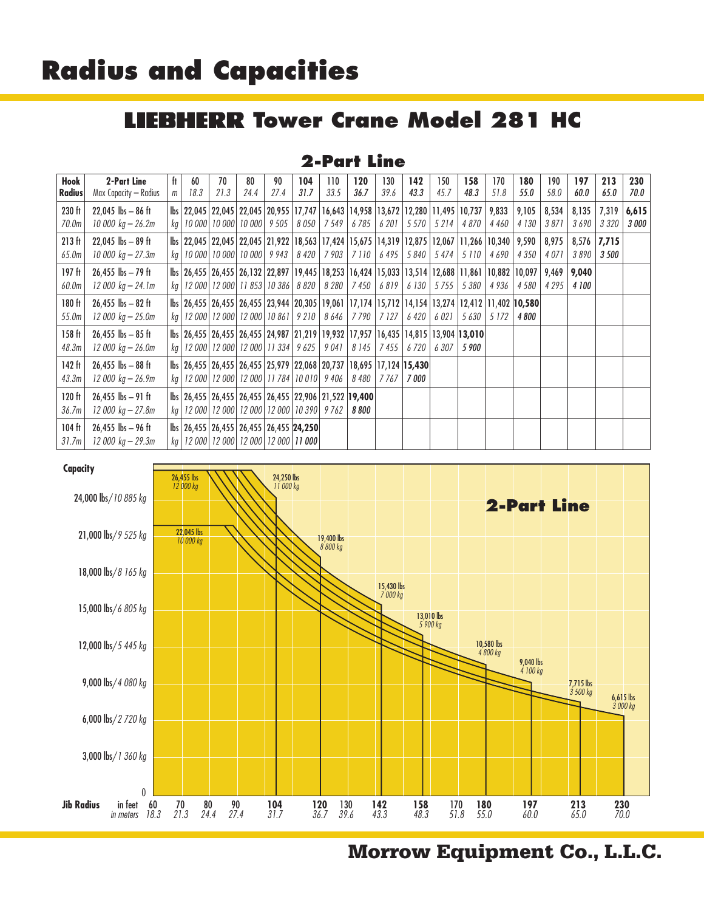# Radius and Capacities

## LIEBHERR Tower Crane Model 281 HC

### 2-Part Line

| Hook Radius | 2-Part Line Max Capacity – Radius | ft / m | 60 / 18.3 | 70 / 21.3 | 80 / 24.4 | 90 / 27.4 | **104 / 31.7** | 110 / 33.5 | **120 / 36.7** | 130 / 39.6 | **142 / 43.3** | 150 / 45.7 | **158 / 48.3** | 170 / 51.8 | **180 / 55.0** | 190 / 58.0 | **197 / 60.0** | **213 / 65.0** | **230 / 70.0** |
|---|---|---|---|---|---|---|---|---|---|---|---|---|---|---|---|---|---|---|---|
| 230 ft / 70.0m | 22,045 lbs – 86 ft / 10 000 kg – 26.2m | lbs / kg | 22,045 / 10 000 | 22,045 / 10 000 | 22,045 / 10 000 | 20,955 / 9 505 | 17,747 / 8 050 | 16,643 / 7 549 | 14,958 / 6 785 | 13,672 / 6 201 | 12,280 / 5 570 | 11,495 / 5 214 | 10,737 / 4 870 | 9,833 / 4 460 | 9,105 / 4 130 | 8,534 / 3 871 | 8,135 / 3 690 | 7,319 / 3 320 | **6,615 / 3 000** |
| 213 ft / 65.0m | 22,045 lbs – 89 ft / 10 000 kg – 27.3m | lbs / kg | 22,045 / 10 000 | 22,045 / 10 000 | 22,045 / 10 000 | 21,922 / 9 943 | 18,563 / 8 420 | 17,424 / 7 903 | 15,675 / 7 110 | 14,319 / 6 495 | 12,875 / 5 840 | 12,067 / 5 474 | 11,266 / 5 110 | 10,340 / 4 690 | 9,590 / 4 350 | 8,975 / 4 071 | 8,576 / 3 890 | **7,715 / 3 500** | |
| 197 ft / 60.0m | 26,455 lbs – 79 ft / 12 000 kg – 24.1m | lbs / kg | 26,455 / 12 000 | 26,455 / 12 000 | 26,132 / 11 853 | 22,897 / 10 386 | 19,445 / 8 820 | 18,253 / 8 280 | 16,424 / 7 450 | 15,033 / 6 819 | 13,514 / 6 130 | 12,688 / 5 755 | 11,861 / 5 380 | 10,882 / 4 936 | 10,097 / 4 580 | 9,469 / 4 295 | **9,040 / 4 100** | | |
| 180 ft / 55.0m | 26,455 lbs – 82 ft / 12 000 kg – 25.0m | lbs / kg | 26,455 / 12 000 | 26,455 / 12 000 | 26,455 / 12 000 | 23,944 / 10 861 | 20,305 / 9 210 | 19,061 / 8 646 | 17,174 / 7 790 | 15,712 / 7 127 | 14,154 / 6 420 | 13,274 / 6 021 | 12,412 / 5 630 | 11,402 / 5 172 | **10,580 / 4 800** | | | | |
| 158 ft / 48.3m | 26,455 lbs – 85 ft / 12 000 kg – 26.0m | lbs / kg | 26,455 / 12 000 | 26,455 / 12 000 | 26,455 / 12 000 | 24,987 / 11 334 | 21,219 / 9 625 | 19,932 / 9 041 | 17,957 / 8 145 | 16,435 / 7 455 | 14,815 / 6 720 | 13,904 / 6 307 | **13,010 / 5 900** | | | | | | |
| 142 ft / 43.3m | 26,455 lbs – 88 ft / 12 000 kg – 26.9m | lbs / kg | 26,455 / 12 000 | 26,455 / 12 000 | 26,455 / 12 000 | 25,979 / 11 784 | 22,068 / 10 010 | 20,737 / 9 406 | 18,695 / 8 480 | 17,124 / 7 767 | **15,430 / 7 000** | | | | | | | | |
| 120 ft / 36.7m | 26,455 lbs – 91 ft / 12 000 kg – 27.8m | lbs / kg | 26,455 / 12 000 | 26,455 / 12 000 | 26,455 / 12 000 | 26,455 / 12 000 | 22,906 / 10 390 | 21,522 / 9 762 | **19,400 / 8 800** | | | | | | | | | | |
| 104 ft / 31.7m | 26,455 lbs – 96 ft / 12 000 kg – 29.3m | lbs / kg | 26,455 / 12 000 | 26,455 / 12 000 | 26,455 / 12 000 | 26,455 / 12 000 | **24,250 / 11 000** | | | | | | | | | | | | |

**Morrow Equipment Co., L.L.C.**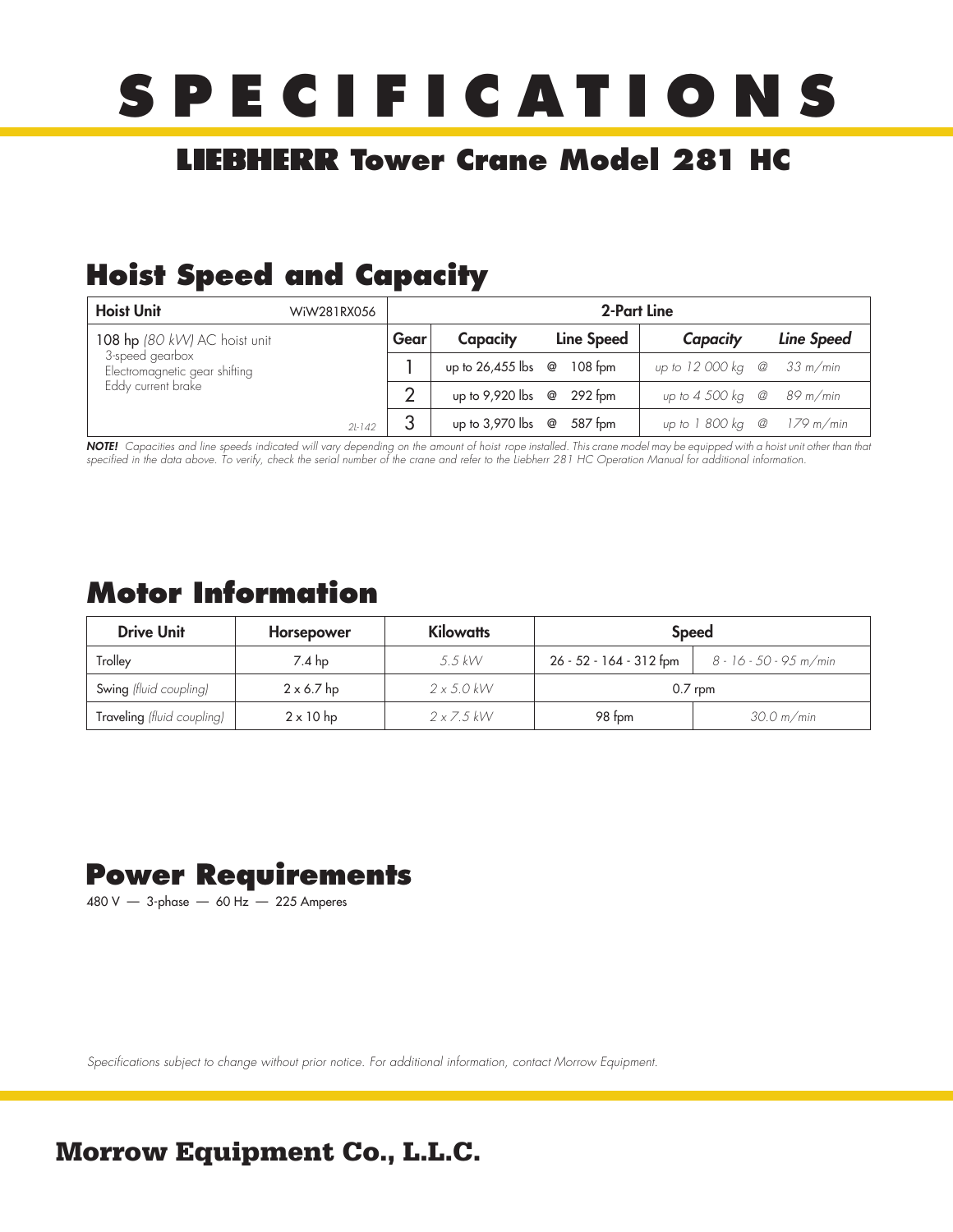# SPECIFICATIONS

## LIEBHERR Tower Crane Model 281 HC

### Hoist Speed and Capacity

| Hoist Unit WiW281RX056 | Gear | Capacity | Line Speed | *Capacity* | *Line Speed* |
|---|---|---|---|---|---|
| | | 2-Part Line | | | |
| 108 hp *(80 kW)* AC hoist unit<br>3-speed gearbox<br>Electromagnetic gear shifting<br>Eddy current brake<br>2L-142 | 1 | up to 26,455 lbs @ | 108 fpm | *up to 12 000 kg @* | *33 m/min* |
| | 2 | up to 9,920 lbs @ | 292 fpm | *up to 4 500 kg @* | *89 m/min* |
| | 3 | up to 3,970 lbs @ | 587 fpm | *up to 1 800 kg @* | *179 m/min* |

***NOTE!*** *Capacities and line speeds indicated will vary depending on the amount of hoist rope installed. This crane model may be equipped with a hoist unit other than that specified in the data above. To verify, check the serial number of the crane and refer to the Liebherr 281 HC Operation Manual for additional information.*

### Motor Information

| Drive Unit | Horsepower | Kilowatts | Speed | |
|---|---|---|---|---|
| Trolley | 7.4 hp | *5.5 kW* | 26 - 52 - 164 - 312 fpm | *8 - 16 - 50 - 95 m/min* |
| Swing *(fluid coupling)* | 2 x 6.7 hp | *2 x 5.0 kW* | 0.7 rpm | |
| Traveling *(fluid coupling)* | 2 x 10 hp | *2 x 7.5 kW* | 98 fpm | *30.0 m/min* |

### Power Requirements

480 V — 3-phase — 60 Hz — 225 Amperes

*Specifications subject to change without prior notice. For additional information, contact Morrow Equipment.*

**Morrow Equipment Co., L.L.C.**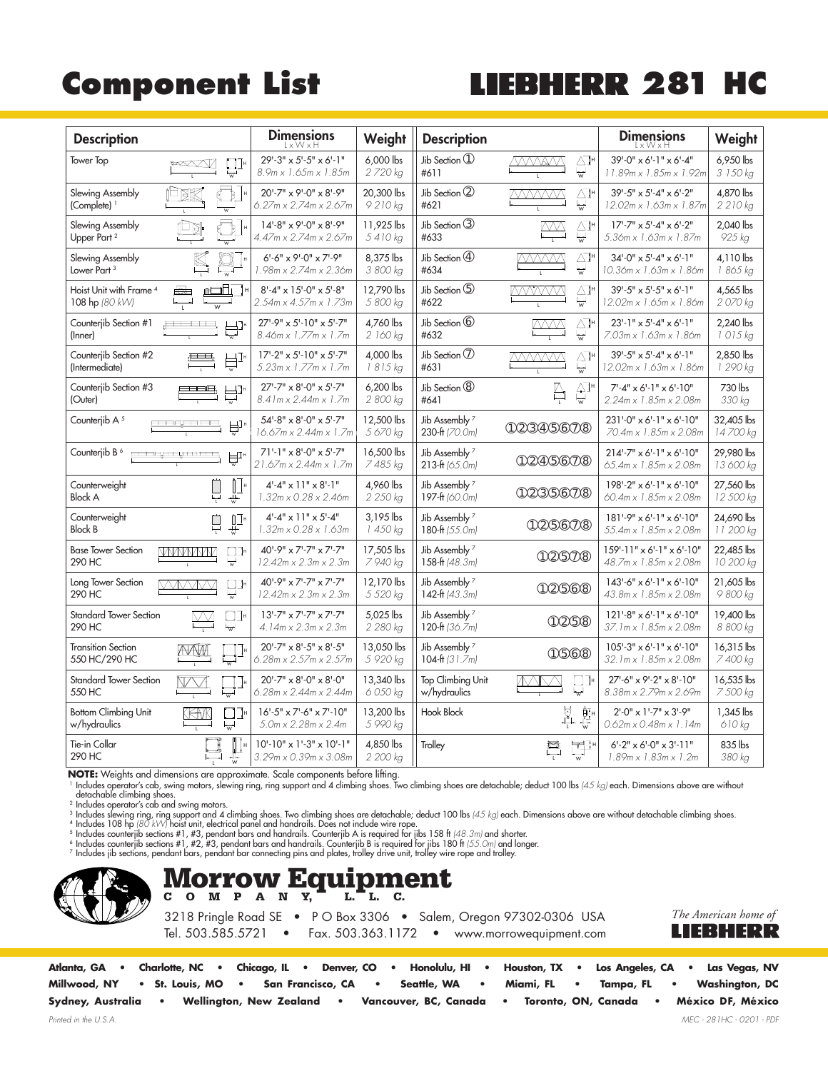# Component List

# LIEBHERR 281 HC

| Description | Dimensions L x W x H | Weight | Description | Dimensions L x W x H | Weight |
|---|---|---|---|---|---|
| Tower Top | 29'-3" x 5'-5" x 6'-1"<br>*8.9m x 1.65m x 1.85m* | 6,000 lbs<br>*2 720 kg* | Jib Section ① #611 | 39'-0" x 6'-1" x 6'-4"<br>*11.89m x 1.85m x 1.92m* | 6,950 lbs<br>*3 150 kg* |
| Slewing Assembly (Complete) [1] | 20'-7" x 9'-0" x 8'-9"<br>*6.27m x 2.74m x 2.67m* | 20,300 lbs<br>*9 210 kg* | Jib Section ② #621 | 39'-5" x 5'-4" x 6'-2"<br>*12.02m x 1.63m x 1.87m* | 4,870 lbs<br>*2 210 kg* |
| Slewing Assembly Upper Part [2] | 14'-8" x 9'-0" x 8'-9"<br>*4.47m x 2.74m x 2.67m* | 11,925 lbs<br>*5 410 kg* | Jib Section ③ #633 | 17'-7" x 5'-4" x 6'-2"<br>*5.36m x 1.63m x 1.87m* | 2,040 lbs<br>*925 kg* |
| Slewing Assembly Lower Part [3] | 6'-6" x 9'-0" x 7'-9"<br>*1.98m x 2.74m x 2.36m* | 8,375 lbs<br>*3 800 kg* | Jib Section ④ #634 | 34'-0" x 5'-4" x 6'-1"<br>*10.36m x 1.63m x 1.86m* | 4,110 lbs<br>*1 865 kg* |
| Hoist Unit with Frame [4] 108 hp *(80 kW)* | 8'-4" x 15'-0" x 5'-8"<br>*2.54m x 4.57m x 1.73m* | 12,790 lbs<br>*5 800 kg* | Jib Section ⑤ #622 | 39'-5" x 5'-5" x 6'-1"<br>*12.02m x 1.65m x 1.86m* | 4,565 lbs<br>*2 070 kg* |
| Counterjib Section #1 (Inner) | 27'-9" x 5'-10" x 5'-7"<br>*8.46m x 1.77m x 1.7m* | 4,760 lbs<br>*2 160 kg* | Jib Section ⑥ #632 | 23'-1" x 5'-4" x 6'-1"<br>*7.03m x 1.63m x 1.86m* | 2,240 lbs<br>*1 015 kg* |
| Counterjib Section #2 (Intermediate) | 17'-2" x 5'-10" x 5'-7"<br>*5.23m x 1.77m x 1.7m* | 4,000 lbs<br>*1 815 kg* | Jib Section ⑦ #631 | 39'-5" x 5'-4" x 6'-1"<br>*12.02m x 1.63m x 1.86m* | 2,850 lbs<br>*1 290 kg* |
| Counterjib Section #3 (Outer) | 27'-7" x 8'-0" x 5'-7"<br>*8.41m x 2.44m x 1.7m* | 6,200 lbs<br>*2 800 kg* | Jib Section ⑧ #641 | 7'-4" x 6'-1" x 6'-10"<br>*2.24m x 1.85m x 2.08m* | 730 lbs<br>*330 kg* |
| Counterjib A [5] | 54'-8" x 8'-0" x 5'-7"<br>*16.67m x 2.44m x 1.7m* | 12,500 lbs<br>*5 670 kg* | Jib Assembly [7] 230-ft *(70.0m)* ①②③④⑤⑥⑦⑧ | 231'-0" x 6'-1" x 6'-10"<br>*70.4m x 1.85m x 2.08m* | 32,405 lbs<br>*14 700 kg* |
| Counterjib B [6] | 71'-1" x 8'-0" x 5'-7"<br>*21.67m x 2.44m x 1.7m* | 16,500 lbs<br>*7 485 kg* | Jib Assembly [7] 213-ft *(65.0m)* ①②④⑤⑥⑦⑧ | 214'-7" x 6'-1" x 6'-10"<br>*65.4m x 1.85m x 2.08m* | 29,980 lbs<br>*13 600 kg* |
| Counterweight Block A | 4'-4" x 11" x 8'-1"<br>*1.32m x 0.28 x 2.46m* | 4,960 lbs<br>*2 250 kg* | Jib Assembly [7] 197-ft *(60.0m)* ①②③⑤⑥⑦⑧ | 198'-2" x 6'-1" x 6'-10"<br>*60.4m x 1.85m x 2.08m* | 27,560 lbs<br>*12 500 kg* |
| Counterweight Block B | 4'-4" x 11" x 5'-4"<br>*1.32m x 0.28 x 1.63m* | 3,195 lbs<br>*1 450 kg* | Jib Assembly [7] 180-ft *(55.0m)* ①②⑤⑥⑦⑧ | 181'-9" x 6'-1" x 6'-10"<br>*55.4m x 1.85m x 2.08m* | 24,690 lbs<br>*11 200 kg* |
| Base Tower Section 290 HC | 40'-9" x 7'-7" x 7'-7"<br>*12.42m x 2.3m x 2.3m* | 17,505 lbs<br>*7 940 kg* | Jib Assembly [7] 158-ft *(48.3m)* ①②⑤⑦⑧ | 159'-11" x 6'-1" x 6'-10"<br>*48.7m x 1.85m x 2.08m* | 22,485 lbs<br>*10 200 kg* |
| Long Tower Section 290 HC | 40'-9" x 7'-7" x 7'-7"<br>*12.42m x 2.3m x 2.3m* | 12,170 lbs<br>*5 520 kg* | Jib Assembly [7] 142-ft *(43.3m)* ①②⑤⑥⑧ | 143'-6" x 6'-1" x 6'-10"<br>*43.8m x 1.85m x 2.08m* | 21,605 lbs<br>*9 800 kg* |
| Standard Tower Section 290 HC | 13'-7" x 7'-7" x 7'-7"<br>*4.14m x 2.3m x 2.3m* | 5,025 lbs<br>*2 280 kg* | Jib Assembly [7] 120-ft *(36.7m)* ①②⑤⑧ | 121'-8" x 6'-1" x 6'-10"<br>*37.1m x 1.85m x 2.08m* | 19,400 lbs<br>*8 800 kg* |
| Transition Section 550 HC/290 HC | 20'-7" x 8'-5" x 8'-5"<br>*6.28m x 2.57m x 2.57m* | 13,050 lbs<br>*5 920 kg* | Jib Assembly [7] 104-ft *(31.7m)* ①⑤⑥⑧ | 105'-3" x 6'-1" x 6'-10"<br>*32.1m x 1.85m x 2.08m* | 16,315 lbs<br>*7 400 kg* |
| Standard Tower Section 550 HC | 20'-7" x 8'-0" x 8'-0"<br>*6.28m x 2.44m x 2.44m* | 13,340 lbs<br>*6 050 kg* | Top Climbing Unit w/hydraulics | 27'-6" x 9'-2" x 8'-10"<br>*8.38m x 2.79m x 2.69m* | 16,535 lbs<br>*7 500 kg* |
| Bottom Climbing Unit w/hydraulics | 16'-5" x 7'-6" x 7'-10"<br>*5.0m x 2.28m x 2.4m* | 13,200 lbs<br>*5 990 kg* | Hook Block | 2'-0" x 1'-7" x 3'-9"<br>*0.62m x 0.48m x 1.14m* | 1,345 lbs<br>*610 kg* |
| Tie-in Collar 290 HC | 10'-10" x 1'-3" x 10'-1"<br>*3.29m x 0.39m x 3.08m* | 4,850 lbs<br>*2 200 kg* | Trolley | 6'-2" x 6'-0" x 3'-11"<br>*1.89m x 1.83m x 1.2m* | 835 lbs<br>*380 kg* |

**NOTE:** Weights and dimensions are approximate. Scale components before lifting.

[1] Includes operator's cab, swing motors, slewing ring, ring support and 4 climbing shoes. Two climbing shoes are detachable; deduct 100 lbs *(45 kg)* each. Dimensions above are without detachable climbing shoes.

[2] Includes operator's cab and swing motors.

[3] Includes slewing ring, ring support and 4 climbing shoes. Two climbing shoes are detachable; deduct 100 lbs *(45 kg)* each. Dimensions above are without detachable climbing shoes.

[4] Includes 108 hp *(80 kW)* hoist unit, electrical panel and handrails. Does not include wire rope.

[5] Includes counterjib sections #1, #3, pendant bars and handrails. Counterjib A is required for jibs 158 ft *(48.3m)* and shorter.

[6] Includes counterjib sections #1, #2, #3, pendant bars and handrails. Counterjib B is required for jibs 180 ft *(55.0m)* and longer.

[7] Includes jib sections, pendant bars, pendant bar connecting pins and plates, trolley drive unit, trolley wire rope and trolley.

**Morrow Equipment**
**COMPANY, L.L.C.**

3218 Pringle Road SE • P O Box 3306 • Salem, Oregon 97302-0306 USA
Tel. 503.585.5721 • Fax. 503.363.1172 • www.morrowequipment.com

*The American home of* **LIEBHERR**

**Atlanta, GA • Charlotte, NC • Chicago, IL • Denver, CO • Honolulu, HI • Houston, TX • Los Angeles, CA • Las Vegas, NV
Millwood, NY • St. Louis, MO • San Francisco, CA • Seattle, WA • Miami, FL • Tampa, FL • Washington, DC
Sydney, Australia • Wellington, New Zealand • Vancouver, BC, Canada • Toronto, ON, Canada • México DF, México**

*Printed in the U.S.A.* *MEC - 281HC - 0201 - PDF*